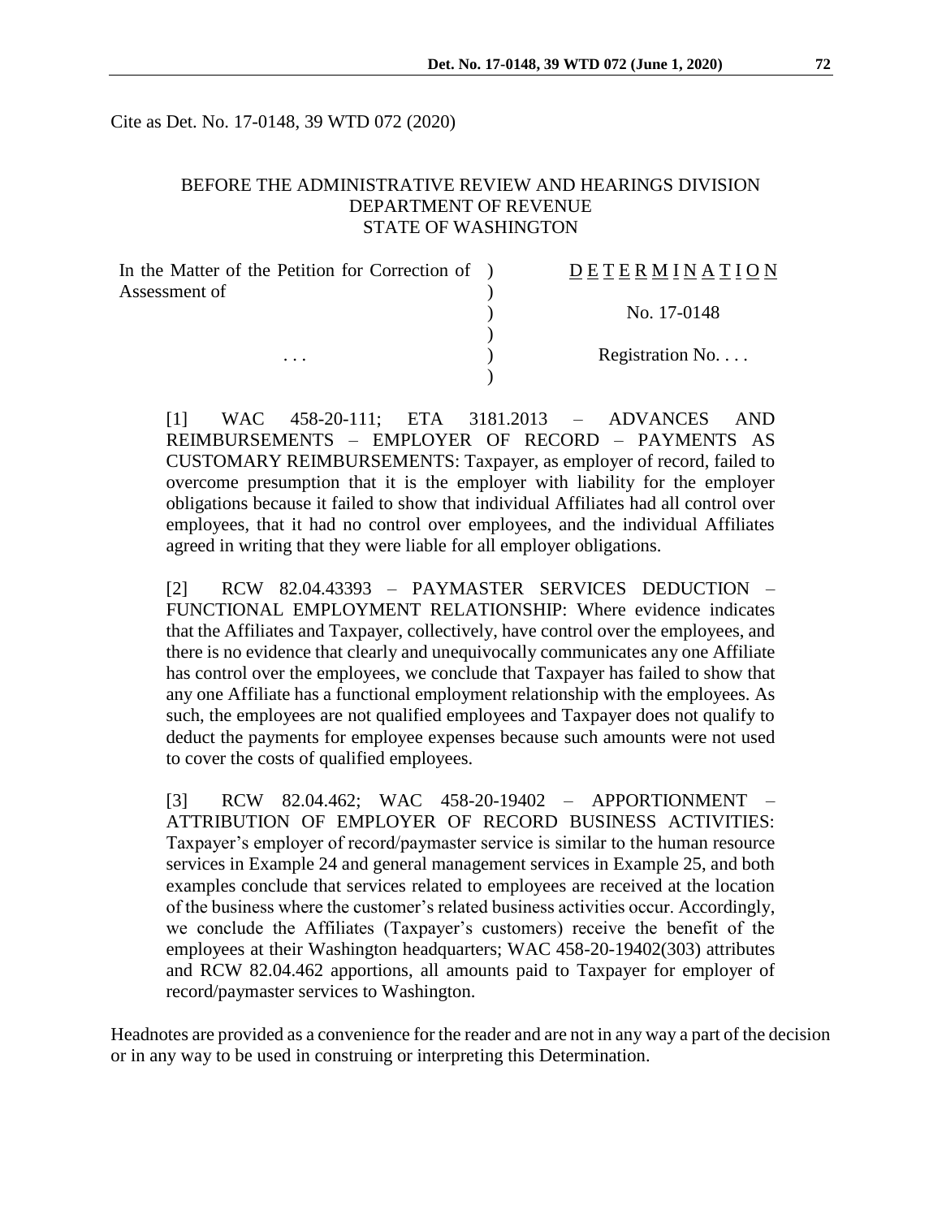Cite as Det. No. 17-0148, 39 WTD 072 (2020)

BEFORE THE ADMINISTRATIVE REVIEW AND HEARINGS DIVISION
DEPARTMENT OF REVENUE
STATE OF WASHINGTON

| | | |
|---|---|---|
| In the Matter of the Petition for Correction of Assessment of | ) | D E T E R M I N A T I O N |
| | ) | |
| | ) | No. 17-0148 |
| | ) | |
| . . . | ) | Registration No. . . . |
| | ) | |

[1] WAC 458-20-111; ETA 3181.2013 – ADVANCES AND REIMBURSEMENTS – EMPLOYER OF RECORD – PAYMENTS AS CUSTOMARY REIMBURSEMENTS: Taxpayer, as employer of record, failed to overcome presumption that it is the employer with liability for the employer obligations because it failed to show that individual Affiliates had all control over employees, that it had no control over employees, and the individual Affiliates agreed in writing that they were liable for all employer obligations.

[2] RCW 82.04.43393 – PAYMASTER SERVICES DEDUCTION – FUNCTIONAL EMPLOYMENT RELATIONSHIP: Where evidence indicates that the Affiliates and Taxpayer, collectively, have control over the employees, and there is no evidence that clearly and unequivocally communicates any one Affiliate has control over the employees, we conclude that Taxpayer has failed to show that any one Affiliate has a functional employment relationship with the employees. As such, the employees are not qualified employees and Taxpayer does not qualify to deduct the payments for employee expenses because such amounts were not used to cover the costs of qualified employees.

[3] RCW 82.04.462; WAC 458-20-19402 – APPORTIONMENT – ATTRIBUTION OF EMPLOYER OF RECORD BUSINESS ACTIVITIES: Taxpayer's employer of record/paymaster service is similar to the human resource services in Example 24 and general management services in Example 25, and both examples conclude that services related to employees are received at the location of the business where the customer's related business activities occur. Accordingly, we conclude the Affiliates (Taxpayer's customers) receive the benefit of the employees at their Washington headquarters; WAC 458-20-19402(303) attributes and RCW 82.04.462 apportions, all amounts paid to Taxpayer for employer of record/paymaster services to Washington.

Headnotes are provided as a convenience for the reader and are not in any way a part of the decision or in any way to be used in construing or interpreting this Determination.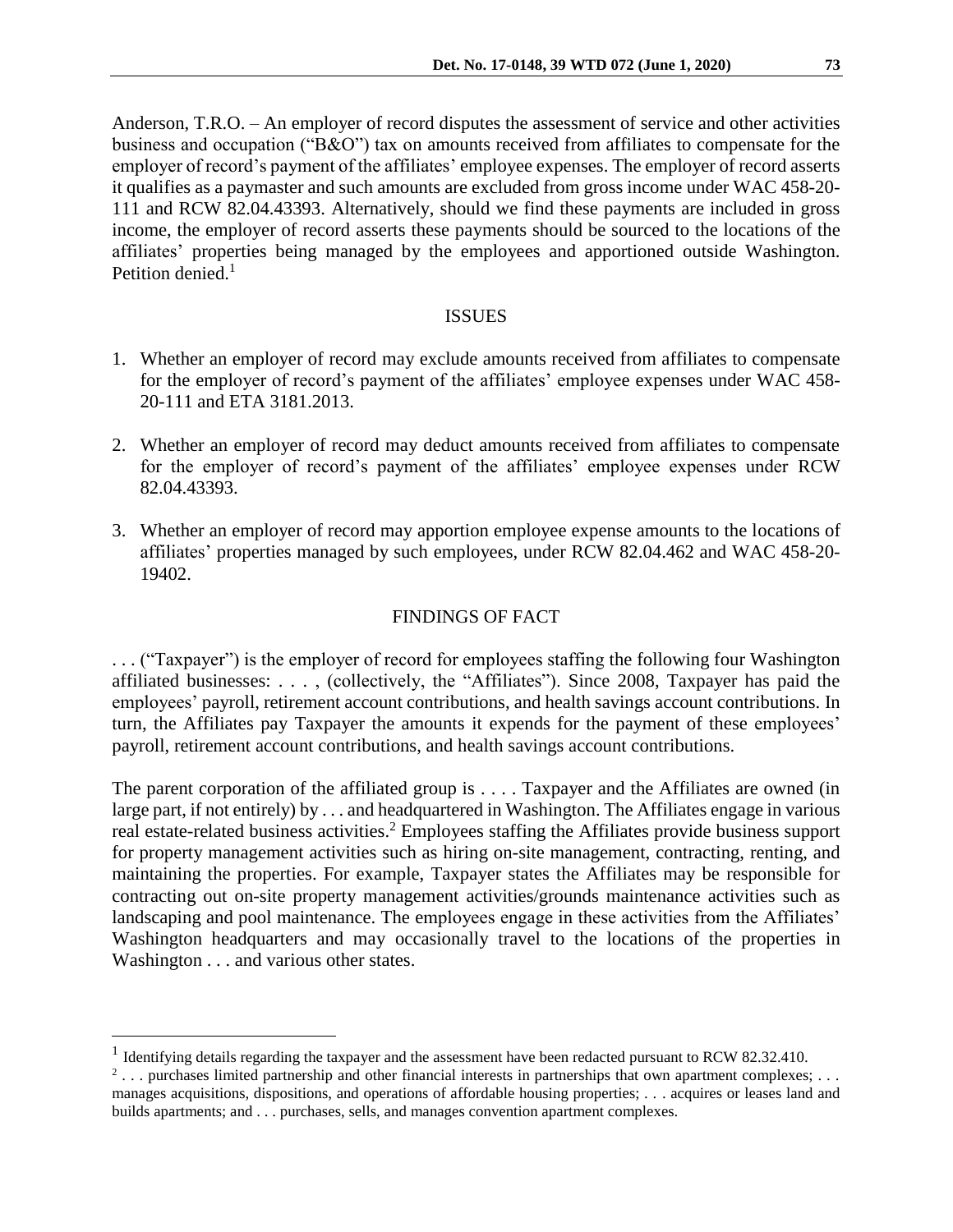Anderson, T.R.O. – An employer of record disputes the assessment of service and other activities business and occupation ("B&O") tax on amounts received from affiliates to compensate for the employer of record's payment of the affiliates' employee expenses. The employer of record asserts it qualifies as a paymaster and such amounts are excluded from gross income under WAC 458-20-111 and RCW 82.04.43393. Alternatively, should we find these payments are included in gross income, the employer of record asserts these payments should be sourced to the locations of the affiliates' properties being managed by the employees and apportioned outside Washington. Petition denied.[1]

## ISSUES

1. Whether an employer of record may exclude amounts received from affiliates to compensate for the employer of record's payment of the affiliates' employee expenses under WAC 458-20-111 and ETA 3181.2013.
2. Whether an employer of record may deduct amounts received from affiliates to compensate for the employer of record's payment of the affiliates' employee expenses under RCW 82.04.43393.
3. Whether an employer of record may apportion employee expense amounts to the locations of affiliates' properties managed by such employees, under RCW 82.04.462 and WAC 458-20-19402.

## FINDINGS OF FACT

. . . ("Taxpayer") is the employer of record for employees staffing the following four Washington affiliated businesses: . . . , (collectively, the "Affiliates"). Since 2008, Taxpayer has paid the employees' payroll, retirement account contributions, and health savings account contributions. In turn, the Affiliates pay Taxpayer the amounts it expends for the payment of these employees' payroll, retirement account contributions, and health savings account contributions.

The parent corporation of the affiliated group is . . . . Taxpayer and the Affiliates are owned (in large part, if not entirely) by . . . and headquartered in Washington. The Affiliates engage in various real estate-related business activities.[2] Employees staffing the Affiliates provide business support for property management activities such as hiring on-site management, contracting, renting, and maintaining the properties. For example, Taxpayer states the Affiliates may be responsible for contracting out on-site property management activities/grounds maintenance activities such as landscaping and pool maintenance. The employees engage in these activities from the Affiliates' Washington headquarters and may occasionally travel to the locations of the properties in Washington . . . and various other states.

---

[1] Identifying details regarding the taxpayer and the assessment have been redacted pursuant to RCW 82.32.410.

[2] . . . purchases limited partnership and other financial interests in partnerships that own apartment complexes; . . . manages acquisitions, dispositions, and operations of affordable housing properties; . . . acquires or leases land and builds apartments; and . . . purchases, sells, and manages convention apartment complexes.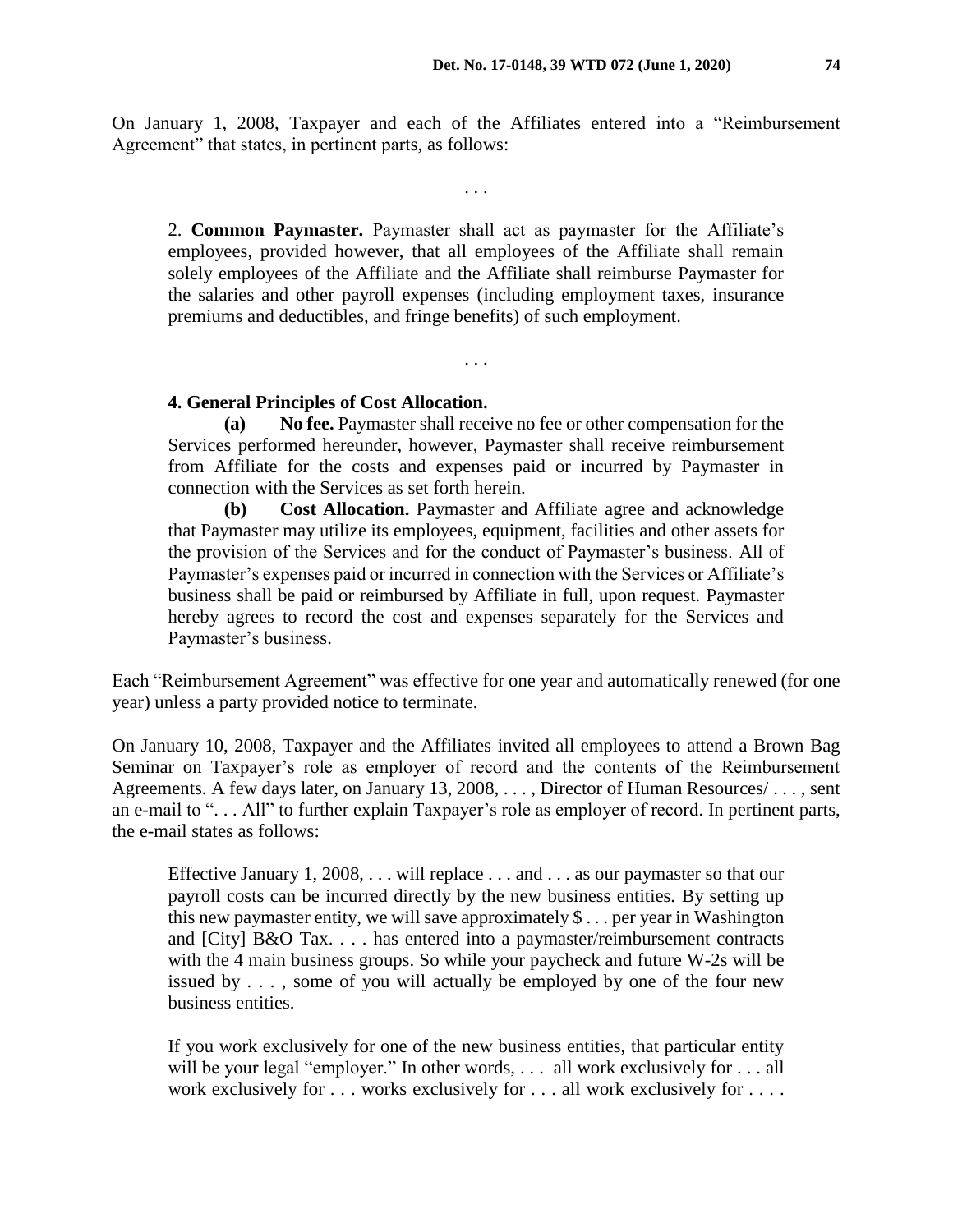On January 1, 2008, Taxpayer and each of the Affiliates entered into a "Reimbursement Agreement" that states, in pertinent parts, as follows:

. . .

> 2. **Common Paymaster.** Paymaster shall act as paymaster for the Affiliate's employees, provided however, that all employees of the Affiliate shall remain solely employees of the Affiliate and the Affiliate shall reimburse Paymaster for the salaries and other payroll expenses (including employment taxes, insurance premiums and deductibles, and fringe benefits) of such employment.

. . .

> **4. General Principles of Cost Allocation.**
>
> **(a) No fee.** Paymaster shall receive no fee or other compensation for the Services performed hereunder, however, Paymaster shall receive reimbursement from Affiliate for the costs and expenses paid or incurred by Paymaster in connection with the Services as set forth herein.
>
> **(b) Cost Allocation.** Paymaster and Affiliate agree and acknowledge that Paymaster may utilize its employees, equipment, facilities and other assets for the provision of the Services and for the conduct of Paymaster's business. All of Paymaster's expenses paid or incurred in connection with the Services or Affiliate's business shall be paid or reimbursed by Affiliate in full, upon request. Paymaster hereby agrees to record the cost and expenses separately for the Services and Paymaster's business.

Each "Reimbursement Agreement" was effective for one year and automatically renewed (for one year) unless a party provided notice to terminate.

On January 10, 2008, Taxpayer and the Affiliates invited all employees to attend a Brown Bag Seminar on Taxpayer's role as employer of record and the contents of the Reimbursement Agreements. A few days later, on January 13, 2008, . . . , Director of Human Resources/ . . . , sent an e-mail to ". . . All" to further explain Taxpayer's role as employer of record. In pertinent parts, the e-mail states as follows:

> Effective January 1, 2008, . . . will replace . . . and . . . as our paymaster so that our payroll costs can be incurred directly by the new business entities. By setting up this new paymaster entity, we will save approximately $ . . . per year in Washington and [City] B&O Tax. . . . has entered into a paymaster/reimbursement contracts with the 4 main business groups. So while your paycheck and future W-2s will be issued by . . . , some of you will actually be employed by one of the four new business entities.
>
> If you work exclusively for one of the new business entities, that particular entity will be your legal "employer." In other words, . . . all work exclusively for . . . all work exclusively for . . . works exclusively for . . . all work exclusively for . . . .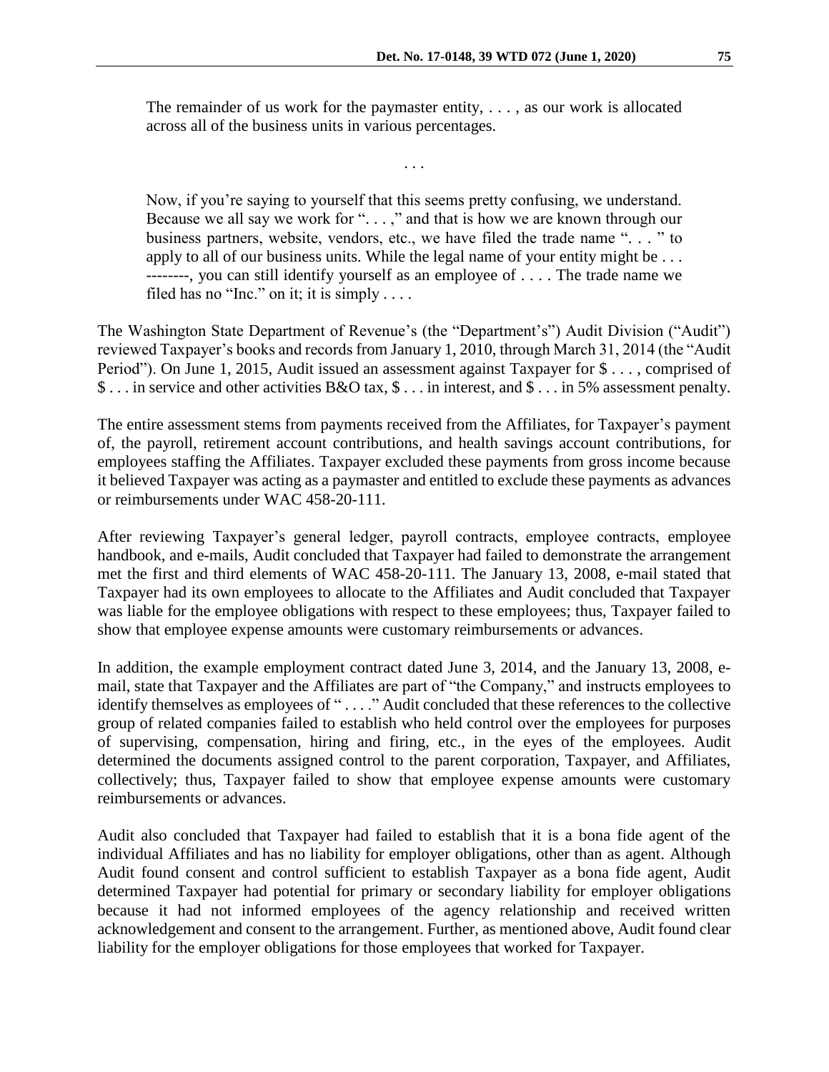> The remainder of us work for the paymaster entity, . . . , as our work is allocated across all of the business units in various percentages.
>
> . . .
>
> Now, if you're saying to yourself that this seems pretty confusing, we understand. Because we all say we work for ". . . ," and that is how we are known through our business partners, website, vendors, etc., we have filed the trade name ". . . " to apply to all of our business units. While the legal name of your entity might be . . . --------, you can still identify yourself as an employee of . . . . The trade name we filed has no "Inc." on it; it is simply . . . .

The Washington State Department of Revenue's (the "Department's") Audit Division ("Audit") reviewed Taxpayer's books and records from January 1, 2010, through March 31, 2014 (the "Audit Period"). On June 1, 2015, Audit issued an assessment against Taxpayer for $ . . . , comprised of $ . . . in service and other activities B&O tax, $ . . . in interest, and $ . . . in 5% assessment penalty.

The entire assessment stems from payments received from the Affiliates, for Taxpayer's payment of, the payroll, retirement account contributions, and health savings account contributions, for employees staffing the Affiliates. Taxpayer excluded these payments from gross income because it believed Taxpayer was acting as a paymaster and entitled to exclude these payments as advances or reimbursements under WAC 458-20-111.

After reviewing Taxpayer's general ledger, payroll contracts, employee contracts, employee handbook, and e-mails, Audit concluded that Taxpayer had failed to demonstrate the arrangement met the first and third elements of WAC 458-20-111. The January 13, 2008, e-mail stated that Taxpayer had its own employees to allocate to the Affiliates and Audit concluded that Taxpayer was liable for the employee obligations with respect to these employees; thus, Taxpayer failed to show that employee expense amounts were customary reimbursements or advances.

In addition, the example employment contract dated June 3, 2014, and the January 13, 2008, e-mail, state that Taxpayer and the Affiliates are part of "the Company," and instructs employees to identify themselves as employees of " . . . ." Audit concluded that these references to the collective group of related companies failed to establish who held control over the employees for purposes of supervising, compensation, hiring and firing, etc., in the eyes of the employees. Audit determined the documents assigned control to the parent corporation, Taxpayer, and Affiliates, collectively; thus, Taxpayer failed to show that employee expense amounts were customary reimbursements or advances.

Audit also concluded that Taxpayer had failed to establish that it is a bona fide agent of the individual Affiliates and has no liability for employer obligations, other than as agent. Although Audit found consent and control sufficient to establish Taxpayer as a bona fide agent, Audit determined Taxpayer had potential for primary or secondary liability for employer obligations because it had not informed employees of the agency relationship and received written acknowledgement and consent to the arrangement. Further, as mentioned above, Audit found clear liability for the employer obligations for those employees that worked for Taxpayer.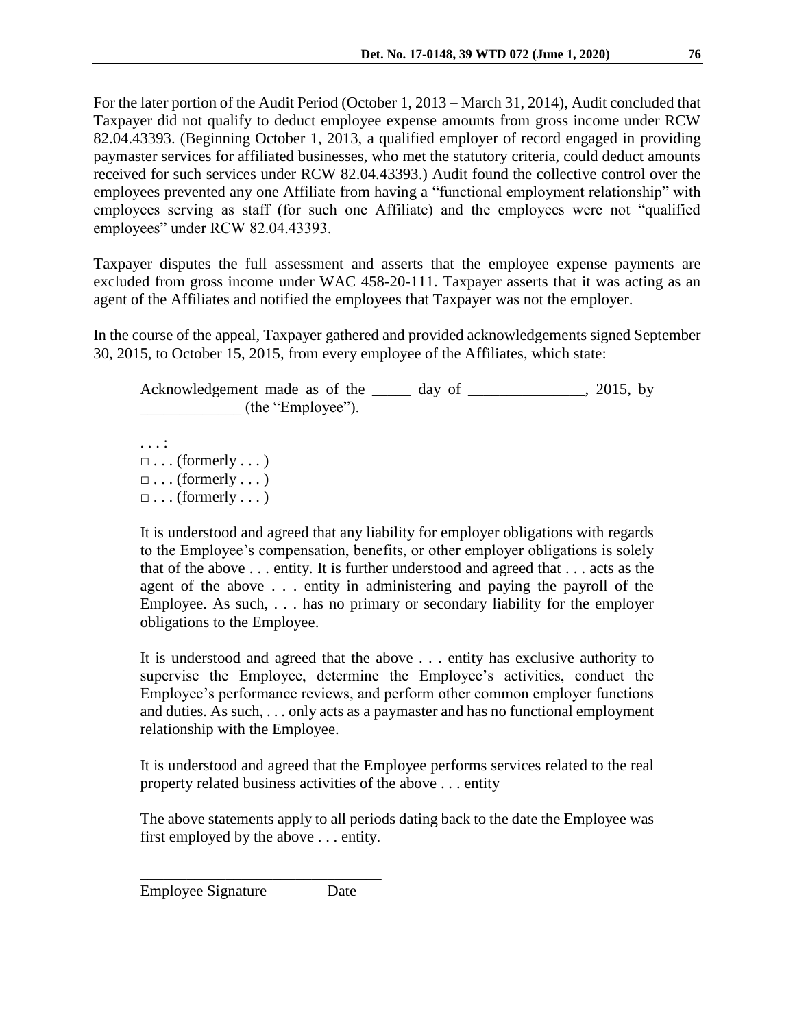For the later portion of the Audit Period (October 1, 2013 – March 31, 2014), Audit concluded that Taxpayer did not qualify to deduct employee expense amounts from gross income under RCW 82.04.43393. (Beginning October 1, 2013, a qualified employer of record engaged in providing paymaster services for affiliated businesses, who met the statutory criteria, could deduct amounts received for such services under RCW 82.04.43393.) Audit found the collective control over the employees prevented any one Affiliate from having a "functional employment relationship" with employees serving as staff (for such one Affiliate) and the employees were not "qualified employees" under RCW 82.04.43393.

Taxpayer disputes the full assessment and asserts that the employee expense payments are excluded from gross income under WAC 458-20-111. Taxpayer asserts that it was acting as an agent of the Affiliates and notified the employees that Taxpayer was not the employer.

In the course of the appeal, Taxpayer gathered and provided acknowledgements signed September 30, 2015, to October 15, 2015, from every employee of the Affiliates, which state:

> Acknowledgement made as of the _____ day of _______________, 2015, by _____________ (the "Employee").
>
> . . . :
> □ . . . (formerly . . . )
> □ . . . (formerly . . . )
> □ . . . (formerly . . . )
>
> It is understood and agreed that any liability for employer obligations with regards to the Employee's compensation, benefits, or other employer obligations is solely that of the above . . . entity. It is further understood and agreed that . . . acts as the agent of the above . . . entity in administering and paying the payroll of the Employee. As such, . . . has no primary or secondary liability for the employer obligations to the Employee.
>
> It is understood and agreed that the above . . . entity has exclusive authority to supervise the Employee, determine the Employee's activities, conduct the Employee's performance reviews, and perform other common employer functions and duties. As such, . . . only acts as a paymaster and has no functional employment relationship with the Employee.
>
> It is understood and agreed that the Employee performs services related to the real property related business activities of the above . . . entity
>
> The above statements apply to all periods dating back to the date the Employee was first employed by the above . . . entity.
>
> _______________________________
> Employee Signature Date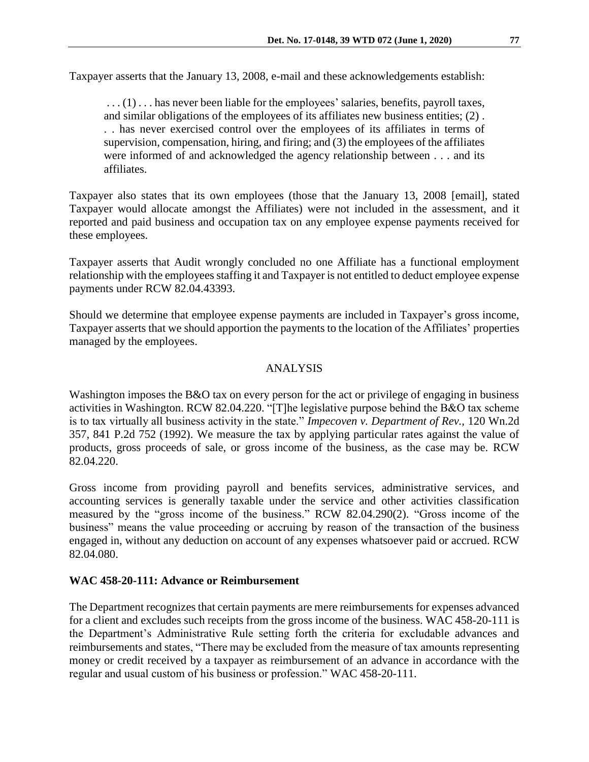Taxpayer asserts that the January 13, 2008, e-mail and these acknowledgements establish:

> . . . (1) . . . has never been liable for the employees' salaries, benefits, payroll taxes, and similar obligations of the employees of its affiliates new business entities; (2) . . . has never exercised control over the employees of its affiliates in terms of supervision, compensation, hiring, and firing; and (3) the employees of the affiliates were informed of and acknowledged the agency relationship between . . . and its affiliates.

Taxpayer also states that its own employees (those that the January 13, 2008 [email], stated Taxpayer would allocate amongst the Affiliates) were not included in the assessment, and it reported and paid business and occupation tax on any employee expense payments received for these employees.

Taxpayer asserts that Audit wrongly concluded no one Affiliate has a functional employment relationship with the employees staffing it and Taxpayer is not entitled to deduct employee expense payments under RCW 82.04.43393.

Should we determine that employee expense payments are included in Taxpayer's gross income, Taxpayer asserts that we should apportion the payments to the location of the Affiliates' properties managed by the employees.

## ANALYSIS

Washington imposes the B&O tax on every person for the act or privilege of engaging in business activities in Washington. RCW 82.04.220. "[T]he legislative purpose behind the B&O tax scheme is to tax virtually all business activity in the state." *Impecoven v. Department of Rev.*, 120 Wn.2d 357, 841 P.2d 752 (1992). We measure the tax by applying particular rates against the value of products, gross proceeds of sale, or gross income of the business, as the case may be. RCW 82.04.220.

Gross income from providing payroll and benefits services, administrative services, and accounting services is generally taxable under the service and other activities classification measured by the "gross income of the business." RCW 82.04.290(2). "Gross income of the business" means the value proceeding or accruing by reason of the transaction of the business engaged in, without any deduction on account of any expenses whatsoever paid or accrued. RCW 82.04.080.

### WAC 458-20-111: Advance or Reimbursement

The Department recognizes that certain payments are mere reimbursements for expenses advanced for a client and excludes such receipts from the gross income of the business. WAC 458-20-111 is the Department's Administrative Rule setting forth the criteria for excludable advances and reimbursements and states, "There may be excluded from the measure of tax amounts representing money or credit received by a taxpayer as reimbursement of an advance in accordance with the regular and usual custom of his business or profession." WAC 458-20-111.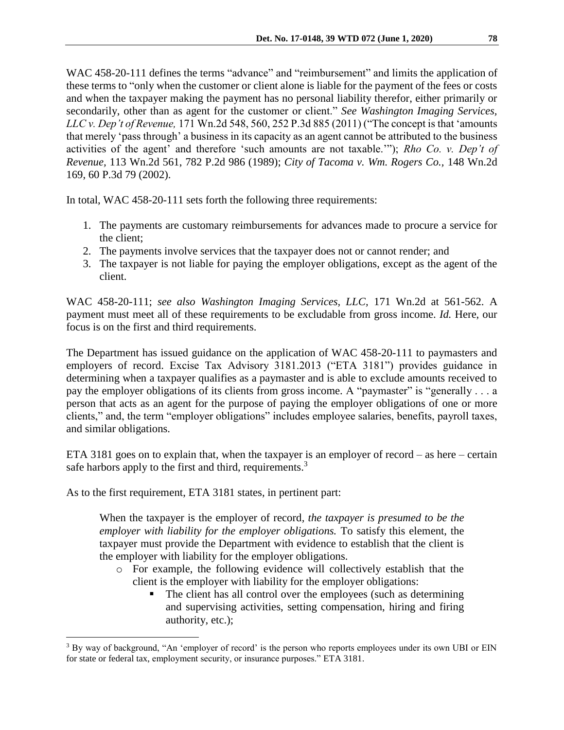WAC 458-20-111 defines the terms "advance" and "reimbursement" and limits the application of these terms to "only when the customer or client alone is liable for the payment of the fees or costs and when the taxpayer making the payment has no personal liability therefor, either primarily or secondarily, other than as agent for the customer or client." *See Washington Imaging Services, LLC v. Dep't of Revenue,* 171 Wn.2d 548, 560, 252 P.3d 885 (2011) ("The concept is that 'amounts that merely 'pass through' a business in its capacity as an agent cannot be attributed to the business activities of the agent' and therefore 'such amounts are not taxable.'"); *Rho Co. v. Dep't of Revenue,* 113 Wn.2d 561, 782 P.2d 986 (1989); *City of Tacoma v. Wm. Rogers Co.,* 148 Wn.2d 169, 60 P.3d 79 (2002).

In total, WAC 458-20-111 sets forth the following three requirements:

1. The payments are customary reimbursements for advances made to procure a service for the client;
2. The payments involve services that the taxpayer does not or cannot render; and
3. The taxpayer is not liable for paying the employer obligations, except as the agent of the client.

WAC 458-20-111; *see also Washington Imaging Services, LLC,* 171 Wn.2d at 561-562. A payment must meet all of these requirements to be excludable from gross income. *Id.* Here, our focus is on the first and third requirements.

The Department has issued guidance on the application of WAC 458-20-111 to paymasters and employers of record. Excise Tax Advisory 3181.2013 ("ETA 3181") provides guidance in determining when a taxpayer qualifies as a paymaster and is able to exclude amounts received to pay the employer obligations of its clients from gross income. A "paymaster" is "generally . . . a person that acts as an agent for the purpose of paying the employer obligations of one or more clients," and, the term "employer obligations" includes employee salaries, benefits, payroll taxes, and similar obligations.

ETA 3181 goes on to explain that, when the taxpayer is an employer of record – as here – certain safe harbors apply to the first and third, requirements.[3]

As to the first requirement, ETA 3181 states, in pertinent part:

> When the taxpayer is the employer of record, *the taxpayer is presumed to be the employer with liability for the employer obligations.* To satisfy this element, the taxpayer must provide the Department with evidence to establish that the client is the employer with liability for the employer obligations.
>
> - For example, the following evidence will collectively establish that the client is the employer with liability for the employer obligations:
>     - The client has all control over the employees (such as determining and supervising activities, setting compensation, hiring and firing authority, etc.);

[3] By way of background, "An 'employer of record' is the person who reports employees under its own UBI or EIN for state or federal tax, employment security, or insurance purposes." ETA 3181.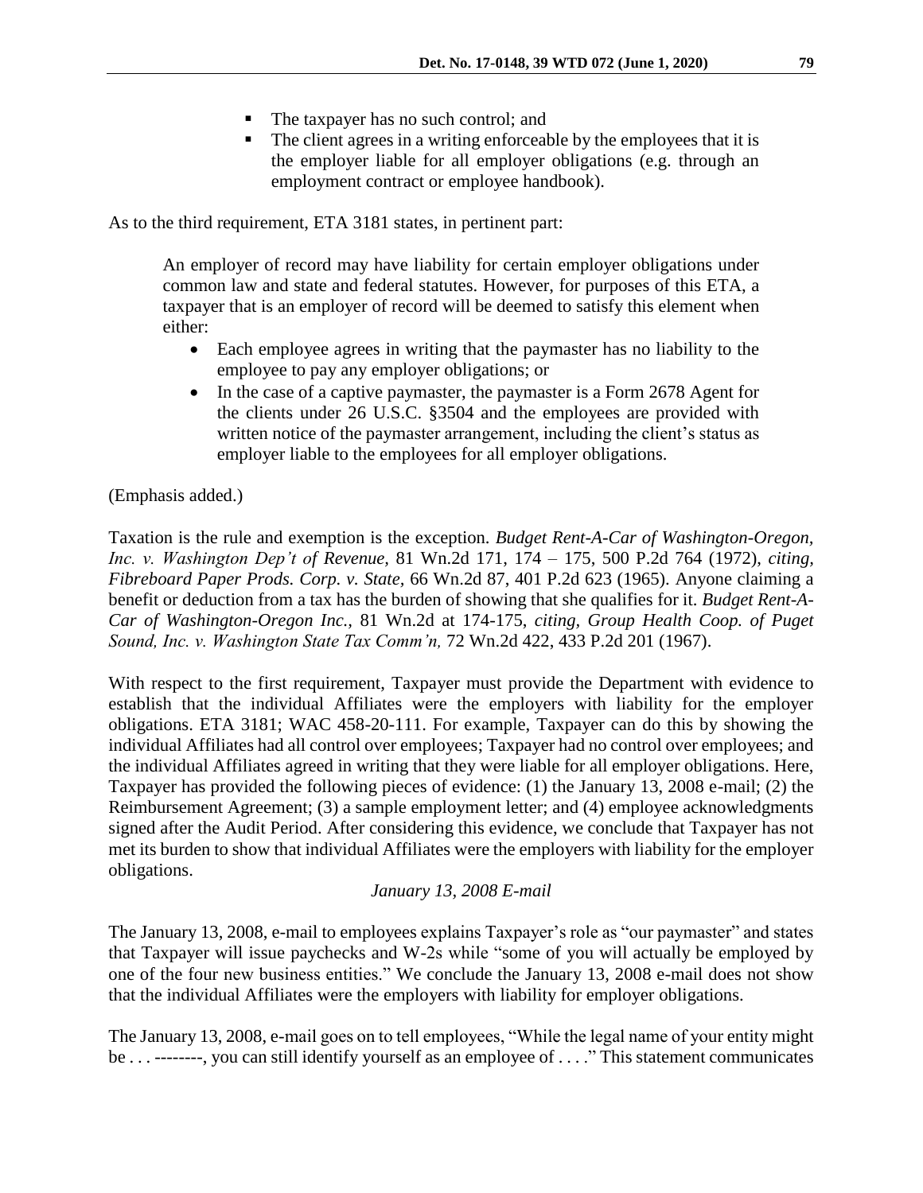- The taxpayer has no such control; and
- The client agrees in a writing enforceable by the employees that it is the employer liable for all employer obligations (e.g. through an employment contract or employee handbook).

As to the third requirement, ETA 3181 states, in pertinent part:

> An employer of record may have liability for certain employer obligations under common law and state and federal statutes. However, for purposes of this ETA, a taxpayer that is an employer of record will be deemed to satisfy this element when either:
>
> - Each employee agrees in writing that the paymaster has no liability to the employee to pay any employer obligations; or
> - In the case of a captive paymaster, the paymaster is a Form 2678 Agent for the clients under 26 U.S.C. §3504 and the employees are provided with written notice of the paymaster arrangement, including the client's status as employer liable to the employees for all employer obligations.

(Emphasis added.)

Taxation is the rule and exemption is the exception. *Budget Rent-A-Car of Washington-Oregon, Inc. v. Washington Dep't of Revenue,* 81 Wn.2d 171, 174 – 175, 500 P.2d 764 (1972), *citing, Fibreboard Paper Prods. Corp. v. State,* 66 Wn.2d 87, 401 P.2d 623 (1965). Anyone claiming a benefit or deduction from a tax has the burden of showing that she qualifies for it. *Budget Rent-A-Car of Washington-Oregon Inc.,* 81 Wn.2d at 174-175, *citing, Group Health Coop. of Puget Sound, Inc. v. Washington State Tax Comm'n,* 72 Wn.2d 422, 433 P.2d 201 (1967).

With respect to the first requirement, Taxpayer must provide the Department with evidence to establish that the individual Affiliates were the employers with liability for the employer obligations. ETA 3181; WAC 458-20-111. For example, Taxpayer can do this by showing the individual Affiliates had all control over employees; Taxpayer had no control over employees; and the individual Affiliates agreed in writing that they were liable for all employer obligations. Here, Taxpayer has provided the following pieces of evidence: (1) the January 13, 2008 e-mail; (2) the Reimbursement Agreement; (3) a sample employment letter; and (4) employee acknowledgments signed after the Audit Period. After considering this evidence, we conclude that Taxpayer has not met its burden to show that individual Affiliates were the employers with liability for the employer obligations.

*January 13, 2008 E-mail*

The January 13, 2008, e-mail to employees explains Taxpayer's role as "our paymaster" and states that Taxpayer will issue paychecks and W-2s while "some of you will actually be employed by one of the four new business entities." We conclude the January 13, 2008 e-mail does not show that the individual Affiliates were the employers with liability for employer obligations.

The January 13, 2008, e-mail goes on to tell employees, "While the legal name of your entity might be . . . --------, you can still identify yourself as an employee of . . . ." This statement communicates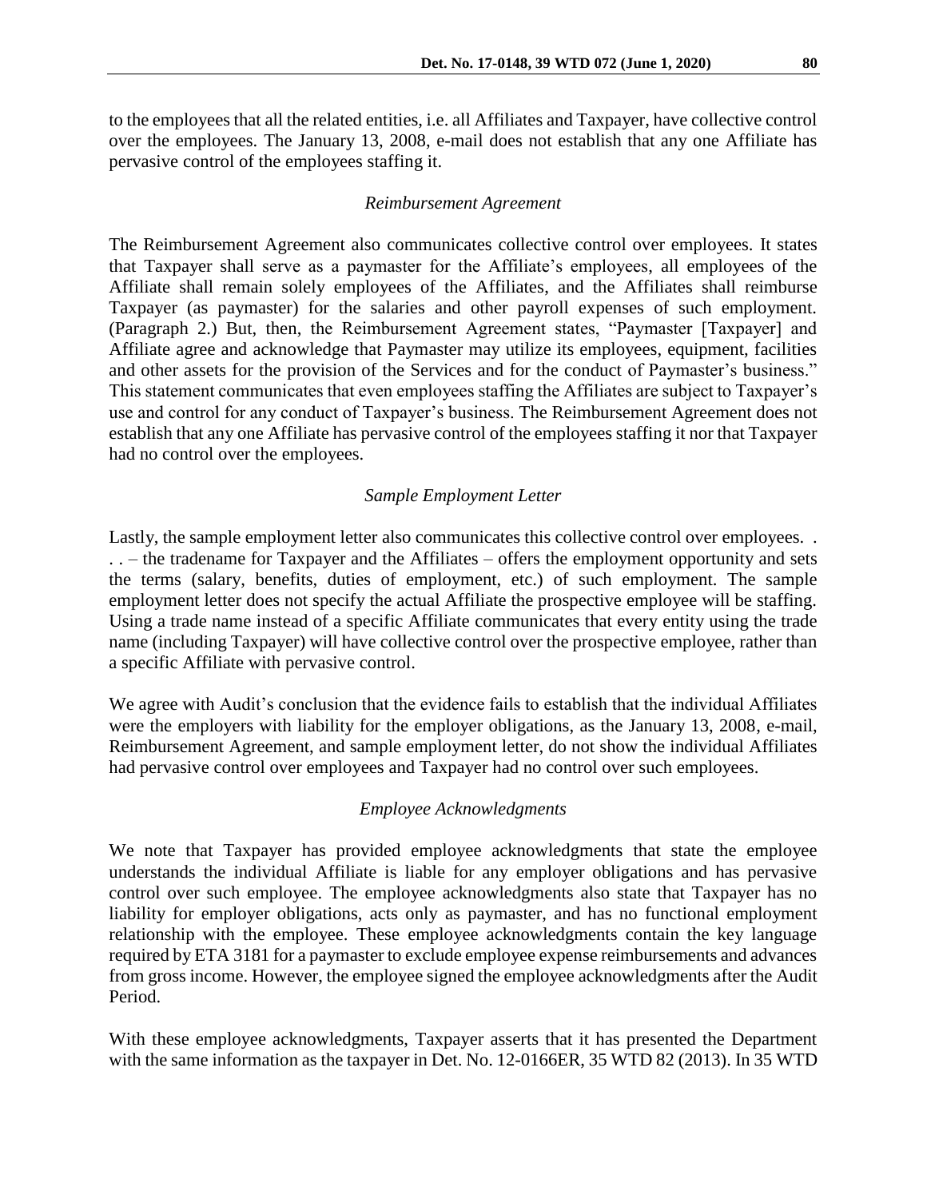to the employees that all the related entities, i.e. all Affiliates and Taxpayer, have collective control over the employees. The January 13, 2008, e-mail does not establish that any one Affiliate has pervasive control of the employees staffing it.

*Reimbursement Agreement*

The Reimbursement Agreement also communicates collective control over employees. It states that Taxpayer shall serve as a paymaster for the Affiliate's employees, all employees of the Affiliate shall remain solely employees of the Affiliates, and the Affiliates shall reimburse Taxpayer (as paymaster) for the salaries and other payroll expenses of such employment. (Paragraph 2.) But, then, the Reimbursement Agreement states, "Paymaster [Taxpayer] and Affiliate agree and acknowledge that Paymaster may utilize its employees, equipment, facilities and other assets for the provision of the Services and for the conduct of Paymaster's business." This statement communicates that even employees staffing the Affiliates are subject to Taxpayer's use and control for any conduct of Taxpayer's business. The Reimbursement Agreement does not establish that any one Affiliate has pervasive control of the employees staffing it nor that Taxpayer had no control over the employees.

*Sample Employment Letter*

Lastly, the sample employment letter also communicates this collective control over employees. . . . – the tradename for Taxpayer and the Affiliates – offers the employment opportunity and sets the terms (salary, benefits, duties of employment, etc.) of such employment. The sample employment letter does not specify the actual Affiliate the prospective employee will be staffing. Using a trade name instead of a specific Affiliate communicates that every entity using the trade name (including Taxpayer) will have collective control over the prospective employee, rather than a specific Affiliate with pervasive control.

We agree with Audit's conclusion that the evidence fails to establish that the individual Affiliates were the employers with liability for the employer obligations, as the January 13, 2008, e-mail, Reimbursement Agreement, and sample employment letter, do not show the individual Affiliates had pervasive control over employees and Taxpayer had no control over such employees.

*Employee Acknowledgments*

We note that Taxpayer has provided employee acknowledgments that state the employee understands the individual Affiliate is liable for any employer obligations and has pervasive control over such employee. The employee acknowledgments also state that Taxpayer has no liability for employer obligations, acts only as paymaster, and has no functional employment relationship with the employee. These employee acknowledgments contain the key language required by ETA 3181 for a paymaster to exclude employee expense reimbursements and advances from gross income. However, the employee signed the employee acknowledgments after the Audit Period.

With these employee acknowledgments, Taxpayer asserts that it has presented the Department with the same information as the taxpayer in Det. No. 12-0166ER, 35 WTD 82 (2013). In 35 WTD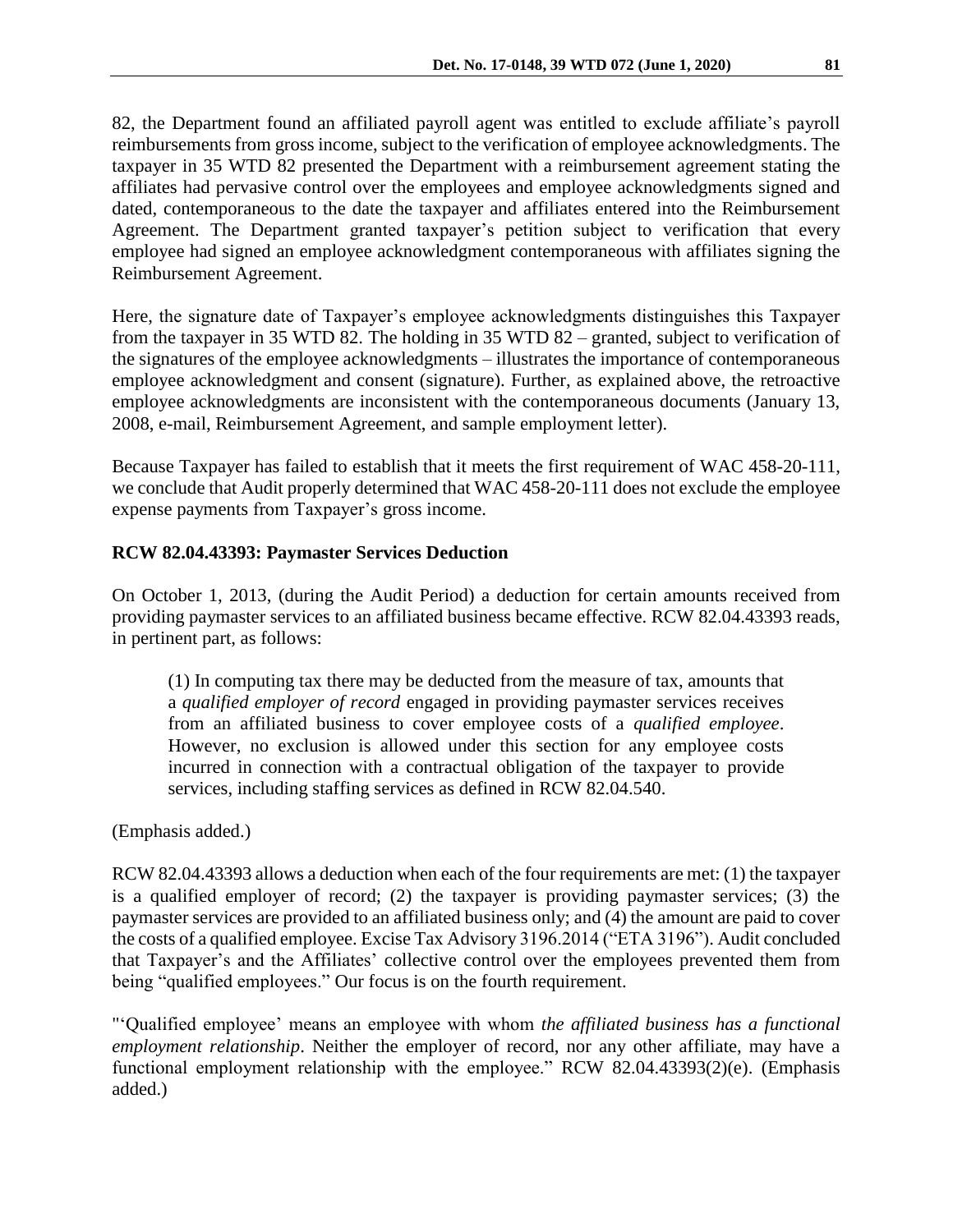82, the Department found an affiliated payroll agent was entitled to exclude affiliate's payroll reimbursements from gross income, subject to the verification of employee acknowledgments. The taxpayer in 35 WTD 82 presented the Department with a reimbursement agreement stating the affiliates had pervasive control over the employees and employee acknowledgments signed and dated, contemporaneous to the date the taxpayer and affiliates entered into the Reimbursement Agreement. The Department granted taxpayer's petition subject to verification that every employee had signed an employee acknowledgment contemporaneous with affiliates signing the Reimbursement Agreement.

Here, the signature date of Taxpayer's employee acknowledgments distinguishes this Taxpayer from the taxpayer in 35 WTD 82. The holding in 35 WTD 82 – granted, subject to verification of the signatures of the employee acknowledgments – illustrates the importance of contemporaneous employee acknowledgment and consent (signature). Further, as explained above, the retroactive employee acknowledgments are inconsistent with the contemporaneous documents (January 13, 2008, e-mail, Reimbursement Agreement, and sample employment letter).

Because Taxpayer has failed to establish that it meets the first requirement of WAC 458-20-111, we conclude that Audit properly determined that WAC 458-20-111 does not exclude the employee expense payments from Taxpayer's gross income.

**RCW 82.04.43393: Paymaster Services Deduction**

On October 1, 2013, (during the Audit Period) a deduction for certain amounts received from providing paymaster services to an affiliated business became effective. RCW 82.04.43393 reads, in pertinent part, as follows:

> (1) In computing tax there may be deducted from the measure of tax, amounts that a *qualified employer of record* engaged in providing paymaster services receives from an affiliated business to cover employee costs of a *qualified employee*. However, no exclusion is allowed under this section for any employee costs incurred in connection with a contractual obligation of the taxpayer to provide services, including staffing services as defined in RCW 82.04.540.

(Emphasis added.)

RCW 82.04.43393 allows a deduction when each of the four requirements are met: (1) the taxpayer is a qualified employer of record; (2) the taxpayer is providing paymaster services; (3) the paymaster services are provided to an affiliated business only; and (4) the amount are paid to cover the costs of a qualified employee. Excise Tax Advisory 3196.2014 ("ETA 3196"). Audit concluded that Taxpayer's and the Affiliates' collective control over the employees prevented them from being "qualified employees." Our focus is on the fourth requirement.

"'Qualified employee' means an employee with whom *the affiliated business has a functional employment relationship*. Neither the employer of record, nor any other affiliate, may have a functional employment relationship with the employee." RCW 82.04.43393(2)(e). (Emphasis added.)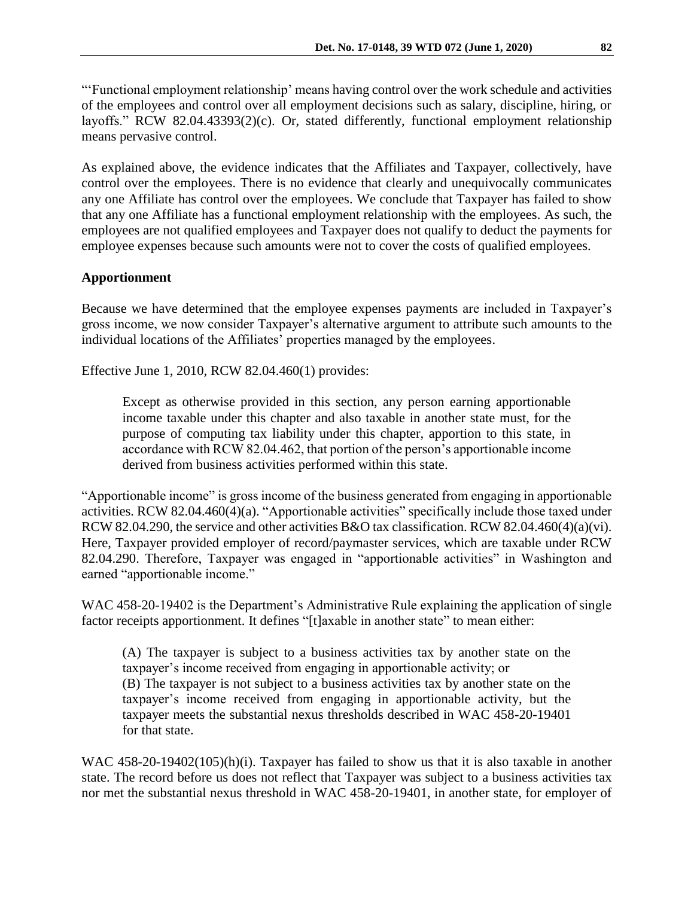"'Functional employment relationship' means having control over the work schedule and activities of the employees and control over all employment decisions such as salary, discipline, hiring, or layoffs." RCW 82.04.43393(2)(c). Or, stated differently, functional employment relationship means pervasive control.

As explained above, the evidence indicates that the Affiliates and Taxpayer, collectively, have control over the employees. There is no evidence that clearly and unequivocally communicates any one Affiliate has control over the employees. We conclude that Taxpayer has failed to show that any one Affiliate has a functional employment relationship with the employees. As such, the employees are not qualified employees and Taxpayer does not qualify to deduct the payments for employee expenses because such amounts were not to cover the costs of qualified employees.

## Apportionment

Because we have determined that the employee expenses payments are included in Taxpayer's gross income, we now consider Taxpayer's alternative argument to attribute such amounts to the individual locations of the Affiliates' properties managed by the employees.

Effective June 1, 2010, RCW 82.04.460(1) provides:

> Except as otherwise provided in this section, any person earning apportionable income taxable under this chapter and also taxable in another state must, for the purpose of computing tax liability under this chapter, apportion to this state, in accordance with RCW 82.04.462, that portion of the person's apportionable income derived from business activities performed within this state.

"Apportionable income" is gross income of the business generated from engaging in apportionable activities. RCW 82.04.460(4)(a). "Apportionable activities" specifically include those taxed under RCW 82.04.290, the service and other activities B&O tax classification. RCW 82.04.460(4)(a)(vi). Here, Taxpayer provided employer of record/paymaster services, which are taxable under RCW 82.04.290. Therefore, Taxpayer was engaged in "apportionable activities" in Washington and earned "apportionable income."

WAC 458-20-19402 is the Department's Administrative Rule explaining the application of single factor receipts apportionment. It defines "[t]axable in another state" to mean either:

> (A) The taxpayer is subject to a business activities tax by another state on the taxpayer's income received from engaging in apportionable activity; or
> (B) The taxpayer is not subject to a business activities tax by another state on the taxpayer's income received from engaging in apportionable activity, but the taxpayer meets the substantial nexus thresholds described in WAC 458-20-19401 for that state.

WAC 458-20-19402(105)(h)(i). Taxpayer has failed to show us that it is also taxable in another state. The record before us does not reflect that Taxpayer was subject to a business activities tax nor met the substantial nexus threshold in WAC 458-20-19401, in another state, for employer of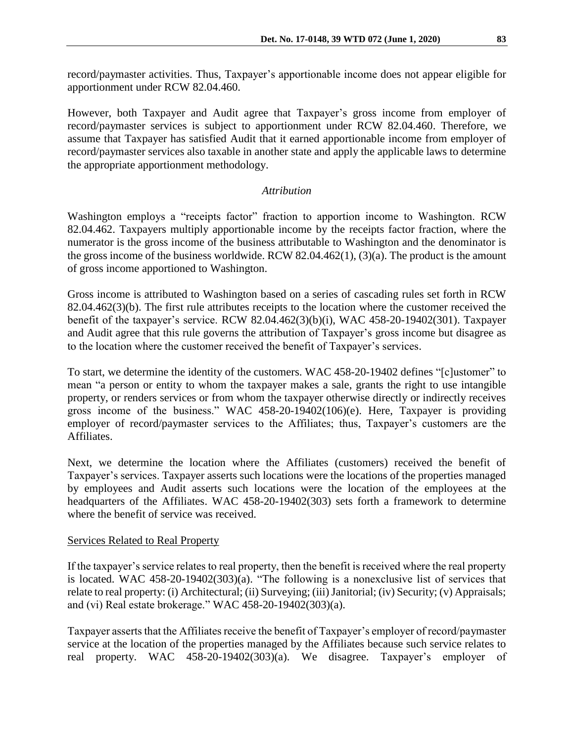record/paymaster activities. Thus, Taxpayer's apportionable income does not appear eligible for apportionment under RCW 82.04.460.

However, both Taxpayer and Audit agree that Taxpayer's gross income from employer of record/paymaster services is subject to apportionment under RCW 82.04.460. Therefore, we assume that Taxpayer has satisfied Audit that it earned apportionable income from employer of record/paymaster services also taxable in another state and apply the applicable laws to determine the appropriate apportionment methodology.

*Attribution*

Washington employs a "receipts factor" fraction to apportion income to Washington. RCW 82.04.462. Taxpayers multiply apportionable income by the receipts factor fraction, where the numerator is the gross income of the business attributable to Washington and the denominator is the gross income of the business worldwide. RCW 82.04.462(1), (3)(a). The product is the amount of gross income apportioned to Washington.

Gross income is attributed to Washington based on a series of cascading rules set forth in RCW 82.04.462(3)(b). The first rule attributes receipts to the location where the customer received the benefit of the taxpayer's service. RCW 82.04.462(3)(b)(i), WAC 458-20-19402(301). Taxpayer and Audit agree that this rule governs the attribution of Taxpayer's gross income but disagree as to the location where the customer received the benefit of Taxpayer's services.

To start, we determine the identity of the customers. WAC 458-20-19402 defines "[c]ustomer" to mean "a person or entity to whom the taxpayer makes a sale, grants the right to use intangible property, or renders services or from whom the taxpayer otherwise directly or indirectly receives gross income of the business." WAC 458-20-19402(106)(e). Here, Taxpayer is providing employer of record/paymaster services to the Affiliates; thus, Taxpayer's customers are the Affiliates.

Next, we determine the location where the Affiliates (customers) received the benefit of Taxpayer's services. Taxpayer asserts such locations were the locations of the properties managed by employees and Audit asserts such locations were the location of the employees at the headquarters of the Affiliates. WAC 458-20-19402(303) sets forth a framework to determine where the benefit of service was received.

<u>Services Related to Real Property</u>

If the taxpayer's service relates to real property, then the benefit is received where the real property is located. WAC 458-20-19402(303)(a). "The following is a nonexclusive list of services that relate to real property: (i) Architectural; (ii) Surveying; (iii) Janitorial; (iv) Security; (v) Appraisals; and (vi) Real estate brokerage." WAC 458-20-19402(303)(a).

Taxpayer asserts that the Affiliates receive the benefit of Taxpayer's employer of record/paymaster service at the location of the properties managed by the Affiliates because such service relates to real property. WAC 458-20-19402(303)(a). We disagree. Taxpayer's employer of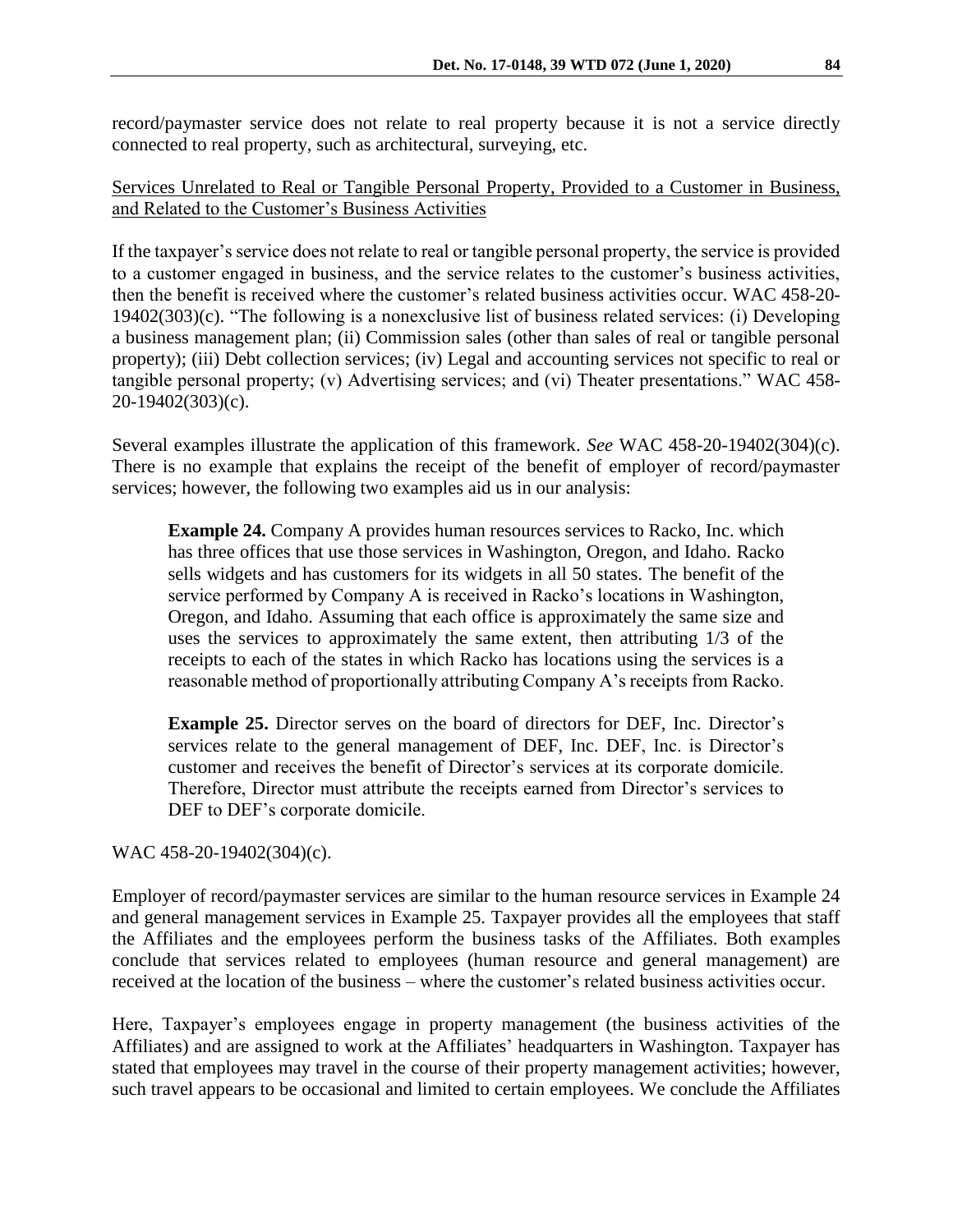record/paymaster service does not relate to real property because it is not a service directly connected to real property, such as architectural, surveying, etc.

<u>Services Unrelated to Real or Tangible Personal Property, Provided to a Customer in Business, and Related to the Customer's Business Activities</u>

If the taxpayer's service does not relate to real or tangible personal property, the service is provided to a customer engaged in business, and the service relates to the customer's business activities, then the benefit is received where the customer's related business activities occur. WAC 458-20-19402(303)(c). "The following is a nonexclusive list of business related services: (i) Developing a business management plan; (ii) Commission sales (other than sales of real or tangible personal property); (iii) Debt collection services; (iv) Legal and accounting services not specific to real or tangible personal property; (v) Advertising services; and (vi) Theater presentations." WAC 458-20-19402(303)(c).

Several examples illustrate the application of this framework. *See* WAC 458-20-19402(304)(c). There is no example that explains the receipt of the benefit of employer of record/paymaster services; however, the following two examples aid us in our analysis:

> **Example 24.** Company A provides human resources services to Racko, Inc. which has three offices that use those services in Washington, Oregon, and Idaho. Racko sells widgets and has customers for its widgets in all 50 states. The benefit of the service performed by Company A is received in Racko's locations in Washington, Oregon, and Idaho. Assuming that each office is approximately the same size and uses the services to approximately the same extent, then attributing 1/3 of the receipts to each of the states in which Racko has locations using the services is a reasonable method of proportionally attributing Company A's receipts from Racko.
>
> **Example 25.** Director serves on the board of directors for DEF, Inc. Director's services relate to the general management of DEF, Inc. DEF, Inc. is Director's customer and receives the benefit of Director's services at its corporate domicile. Therefore, Director must attribute the receipts earned from Director's services to DEF to DEF's corporate domicile.

WAC 458-20-19402(304)(c).

Employer of record/paymaster services are similar to the human resource services in Example 24 and general management services in Example 25. Taxpayer provides all the employees that staff the Affiliates and the employees perform the business tasks of the Affiliates. Both examples conclude that services related to employees (human resource and general management) are received at the location of the business – where the customer's related business activities occur.

Here, Taxpayer's employees engage in property management (the business activities of the Affiliates) and are assigned to work at the Affiliates' headquarters in Washington. Taxpayer has stated that employees may travel in the course of their property management activities; however, such travel appears to be occasional and limited to certain employees. We conclude the Affiliates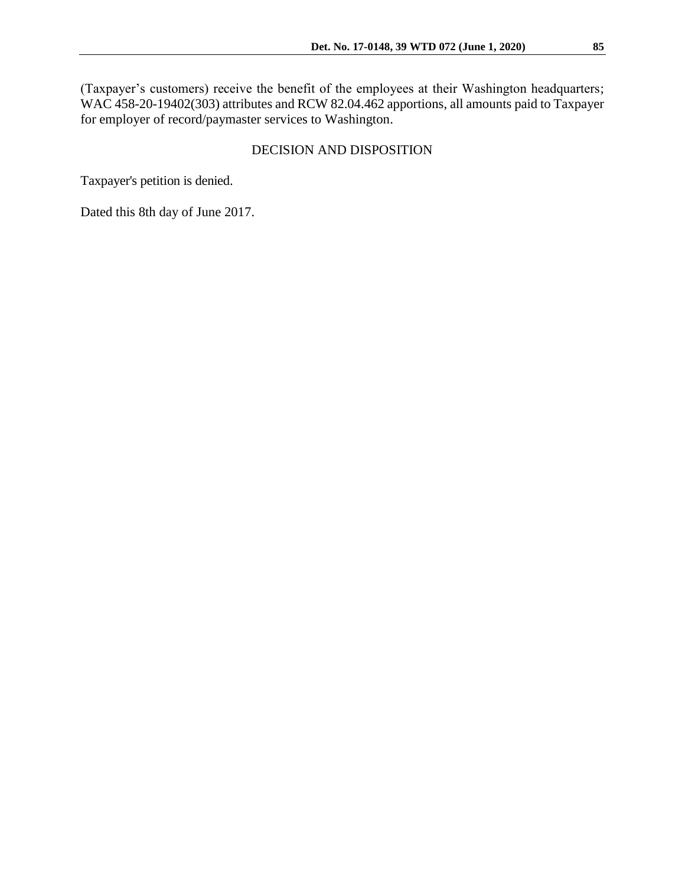(Taxpayer's customers) receive the benefit of the employees at their Washington headquarters; WAC 458-20-19402(303) attributes and RCW 82.04.462 apportions, all amounts paid to Taxpayer for employer of record/paymaster services to Washington.

## DECISION AND DISPOSITION

Taxpayer's petition is denied.

Dated this 8th day of June 2017.